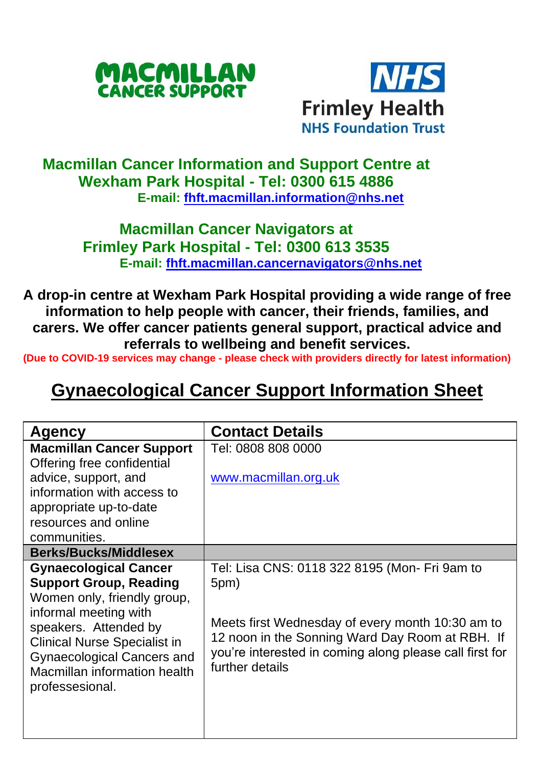MACMILLAN CANCER SUPPORT

NHS Frimley Health NHS Foundation Trust

**Macmillan Cancer Information and Support Centre at Wexham Park Hospital - Tel: 0300 615 4886**
**E-mail: fhft.macmillan.information@nhs.net**

**Macmillan Cancer Navigators at Frimley Park Hospital - Tel: 0300 613 3535**
**E-mail: fhft.macmillan.cancernavigators@nhs.net**

**A drop-in centre at Wexham Park Hospital providing a wide range of free information to help people with cancer, their friends, families, and carers. We offer cancer patients general support, practical advice and referrals to wellbeing and benefit services.**
**(Due to COVID-19 services may change - please check with providers directly for latest information)**

# Gynaecological Cancer Support Information Sheet

| Agency | Contact Details |
|---|---|
| **Macmillan Cancer Support** Offering free confidential advice, support, and information with access to appropriate up-to-date resources and online communities. | Tel: 0808 808 0000<br><br>www.macmillan.org.uk |
| **Berks/Bucks/Middlesex** | |
| **Gynaecological Cancer Support Group, Reading** Women only, friendly group, informal meeting with speakers. Attended by Clinical Nurse Specialist in Gynaecological Cancers and Macmillan information health professesional. | Tel: Lisa CNS: 0118 322 8195 (Mon- Fri 9am to 5pm)<br><br>Meets first Wednesday of every month 10:30 am to 12 noon in the Sonning Ward Day Room at RBH. If you're interested in coming along please call first for further details |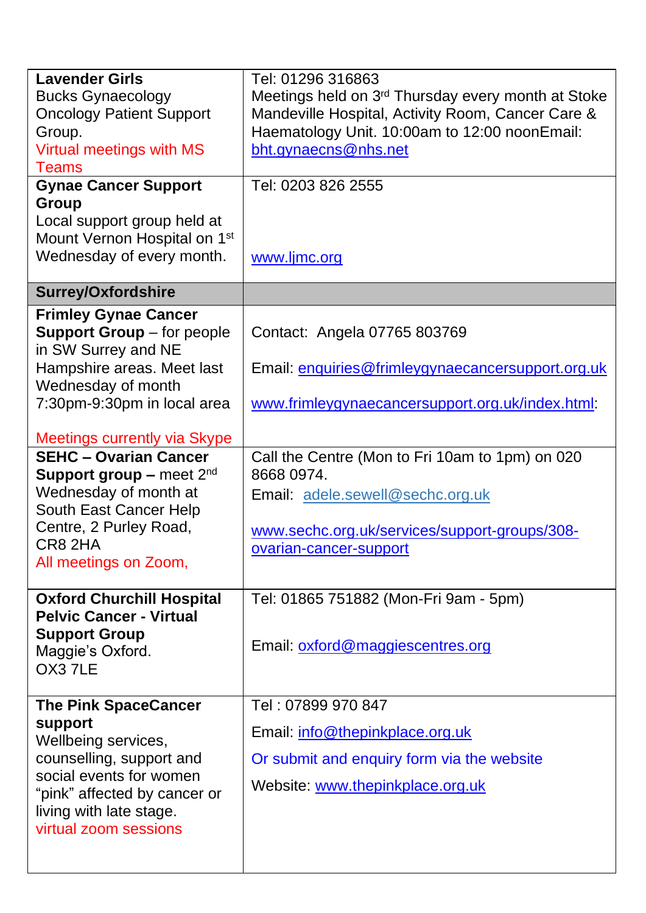| | |
|---|---|
| **Lavender Girls**<br>Bucks Gynaecology Oncology Patient Support Group.<br>Virtual meetings with MS Teams | Tel: 01296 316863<br>Meetings held on 3rd Thursday every month at Stoke Mandeville Hospital, Activity Room, Cancer Care & Haematology Unit. 10:00am to 12:00 noonEmail: bht.gynaecns@nhs.net |
| **Gynae Cancer Support Group**<br>Local support group held at Mount Vernon Hospital on 1st Wednesday of every month. | Tel: 0203 826 2555<br><br>www.ljmc.org |
| **Surrey/Oxfordshire** | |
| **Frimley Gynae Cancer Support Group** – for people in SW Surrey and NE Hampshire areas. Meet last Wednesday of month 7:30pm-9:30pm in local area<br><br>Meetings currently via Skype | Contact: Angela 07765 803769<br><br>Email: enquiries@frimleygynaecancersupport.org.uk<br><br>www.frimleygynaecancersupport.org.uk/index.html: |
| **SEHC – Ovarian Cancer Support group –** meet 2nd Wednesday of month at South East Cancer Help Centre, 2 Purley Road, CR8 2HA<br>All meetings on Zoom, | Call the Centre (Mon to Fri 10am to 1pm) on 020 8668 0974.<br>Email: adele.sewell@sechc.org.uk<br><br>www.sechc.org.uk/services/support-groups/308-ovarian-cancer-support |
| **Oxford Churchill Hospital Pelvic Cancer - Virtual Support Group**<br>Maggie's Oxford.<br>OX3 7LE | Tel: 01865 751882 (Mon-Fri 9am - 5pm)<br><br>Email: oxford@maggiescentres.org |
| **The Pink SpaceCancer support**<br>Wellbeing services, counselling, support and social events for women "pink" affected by cancer or living with late stage.<br>virtual zoom sessions | Tel : 07899 970 847<br>Email: info@thepinkplace.org.uk<br>Or submit and enquiry form via the website<br>Website: www.thepinkplace.org.uk |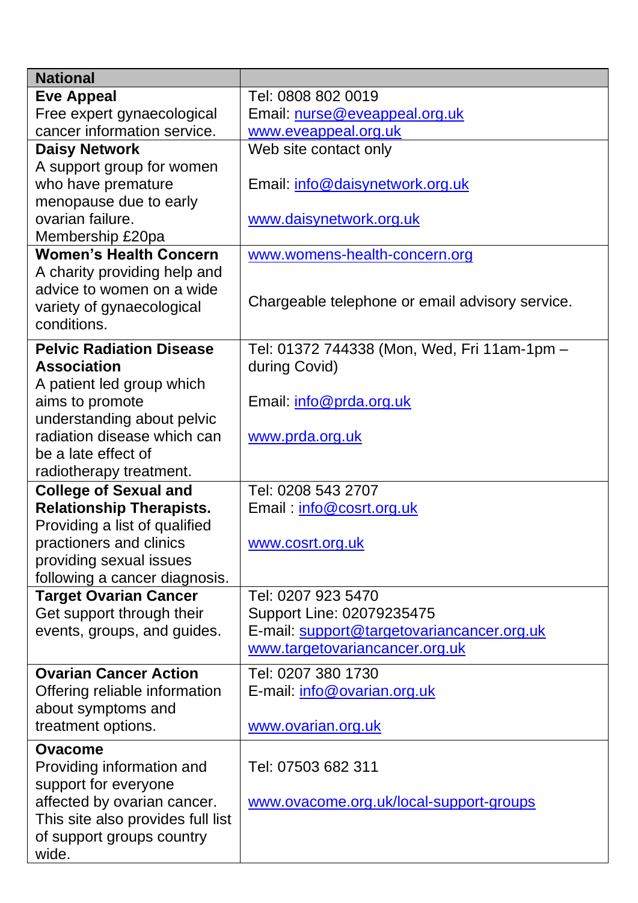| **National** | |
|---|---|
| **Eve Appeal**<br>Free expert gynaecological cancer information service. | Tel: 0808 802 0019<br>Email: nurse@eveappeal.org.uk<br>www.eveappeal.org.uk |
| **Daisy Network**<br>A support group for women who have premature menopause due to early ovarian failure.<br>Membership £20pa | Web site contact only<br><br>Email: info@daisynetwork.org.uk<br><br>www.daisynetwork.org.uk |
| **Women's Health Concern**<br>A charity providing help and advice to women on a wide variety of gynaecological conditions. | www.womens-health-concern.org<br><br>Chargeable telephone or email advisory service. |
| **Pelvic Radiation Disease Association**<br>A patient led group which aims to promote understanding about pelvic radiation disease which can be a late effect of radiotherapy treatment. | Tel: 01372 744338 (Mon, Wed, Fri 11am-1pm – during Covid)<br><br>Email: info@prda.org.uk<br><br>www.prda.org.uk |
| **College of Sexual and Relationship Therapists.**<br>Providing a list of qualified practioners and clinics providing sexual issues following a cancer diagnosis. | Tel: 0208 543 2707<br>Email : info@cosrt.org.uk<br><br>www.cosrt.org.uk |
| **Target Ovarian Cancer**<br>Get support through their events, groups, and guides. | Tel: 0207 923 5470<br>Support Line: 02079235475<br>E-mail: support@targetovariancancer.org.uk<br>www.targetovariancancer.org.uk |
| **Ovarian Cancer Action**<br>Offering reliable information about symptoms and treatment options. | Tel: 0207 380 1730<br>E-mail: info@ovarian.org.uk<br><br>www.ovarian.org.uk |
| **Ovacome**<br>Providing information and support for everyone affected by ovarian cancer. This site also provides full list of support groups country wide. | Tel: 07503 682 311<br><br>www.ovacome.org.uk/local-support-groups |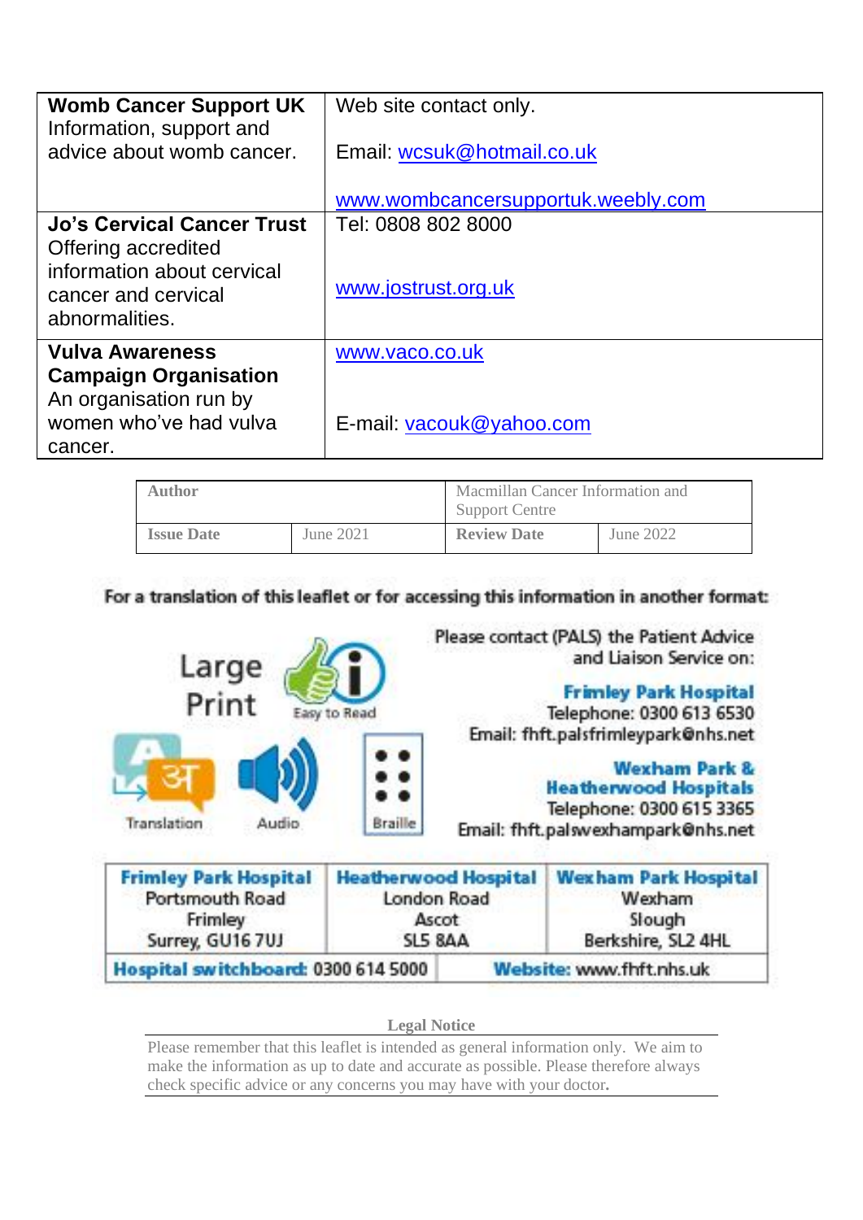| | |
|---|---|
| **Womb Cancer Support UK** Information, support and advice about womb cancer. | Web site contact only.<br><br>Email: wcsuk@hotmail.co.uk<br><br>www.wombcancersupportuk.weebly.com |
| **Jo's Cervical Cancer Trust** Offering accredited information about cervical cancer and cervical abnormalities. | Tel: 0808 802 8000<br><br>www.jostrust.org.uk |
| **Vulva Awareness Campaign Organisation** An organisation run by women who've had vulva cancer. | www.vaco.co.uk<br><br>E-mail: vacouk@yahoo.com |

| | | | |
|---|---|---|---|
| **Author** | | Macmillan Cancer Information and Support Centre | |
| **Issue Date** | June 2021 | **Review Date** | June 2022 |

For a translation of this leaflet or for accessing this information in another format:

Large Print, Easy to Read, Translation, Audio, Braille

Please contact (PALS) the Patient Advice and Liaison Service on:

**Frimley Park Hospital**
Telephone: 0300 613 6530
Email: fhft.palsfrimleypark@nhs.net

**Wexham Park & Heatherwood Hospitals**
Telephone: 0300 615 3365
Email: fhft.palswexhampark@nhs.net

| | | |
|---|---|---|
| **Frimley Park Hospital**<br>Portsmouth Road<br>Frimley<br>Surrey, GU16 7UJ | **Heatherwood Hospital**<br>London Road<br>Ascot<br>SL5 8AA | **Wexham Park Hospital**<br>Wexham<br>Slough<br>Berkshire, SL2 4HL |
| **Hospital switchboard:** 0300 614 5000 | **Website:** www.fhft.nhs.uk | |

**Legal Notice**

Please remember that this leaflet is intended as general information only. We aim to make the information as up to date and accurate as possible. Please therefore always check specific advice or any concerns you may have with your doctor.